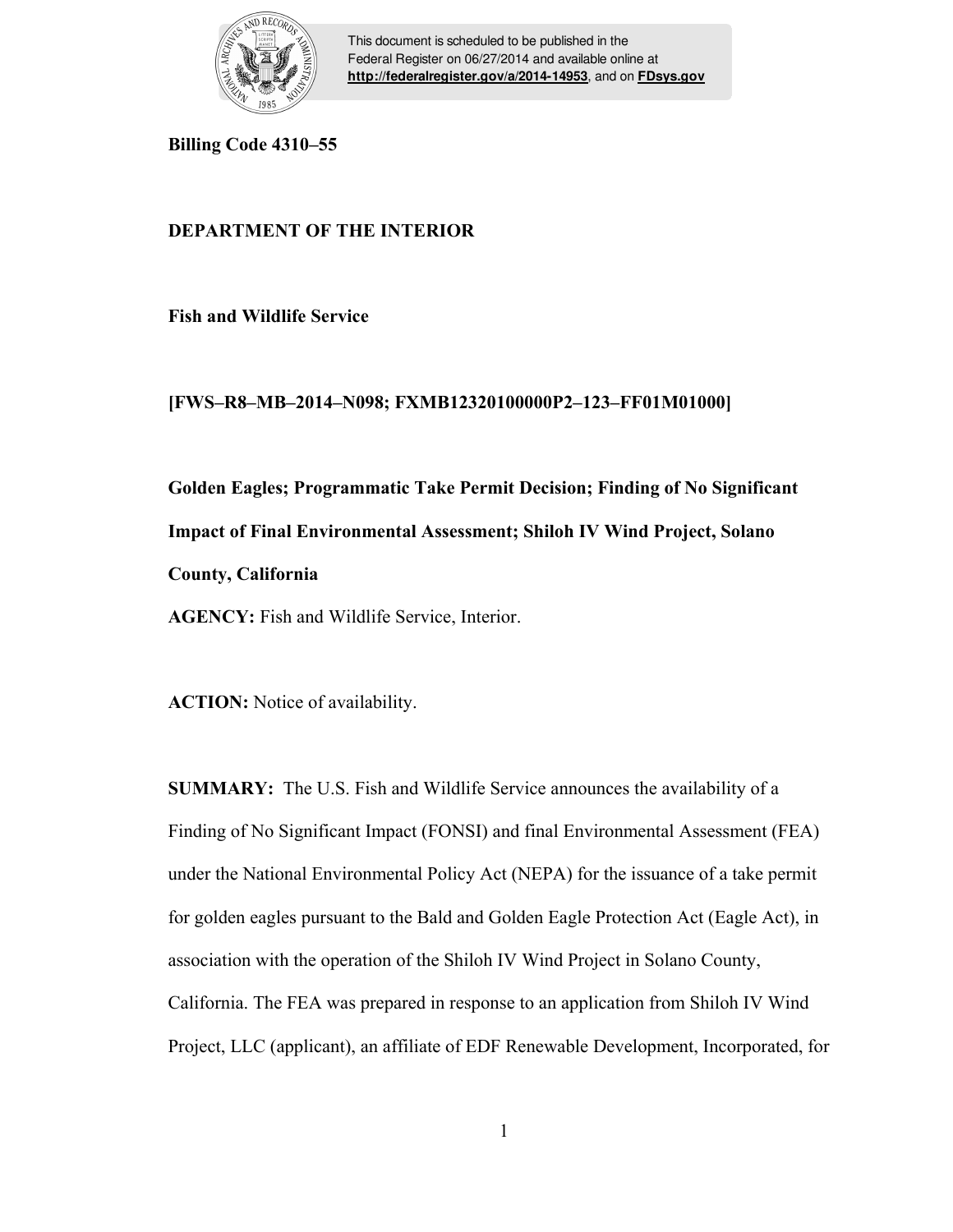This document is scheduled to be published in the Federal Register on 06/27/2014 and available online at **http://federalregister.gov/a/2014-14953**, and on **FDsys.gov**

**Billing Code 4310–55**

**DEPARTMENT OF THE INTERIOR**

**Fish and Wildlife Service**

**[FWS–R8–MB–2014–N098; FXMB12320100000P2–123–FF01M01000]**

**Golden Eagles; Programmatic Take Permit Decision; Finding of No Significant Impact of Final Environmental Assessment; Shiloh IV Wind Project, Solano County, California**

**AGENCY:** Fish and Wildlife Service, Interior.

**ACTION:** Notice of availability.

**SUMMARY:** The U.S. Fish and Wildlife Service announces the availability of a Finding of No Significant Impact (FONSI) and final Environmental Assessment (FEA) under the National Environmental Policy Act (NEPA) for the issuance of a take permit for golden eagles pursuant to the Bald and Golden Eagle Protection Act (Eagle Act), in association with the operation of the Shiloh IV Wind Project in Solano County, California. The FEA was prepared in response to an application from Shiloh IV Wind Project, LLC (applicant), an affiliate of EDF Renewable Development, Incorporated, for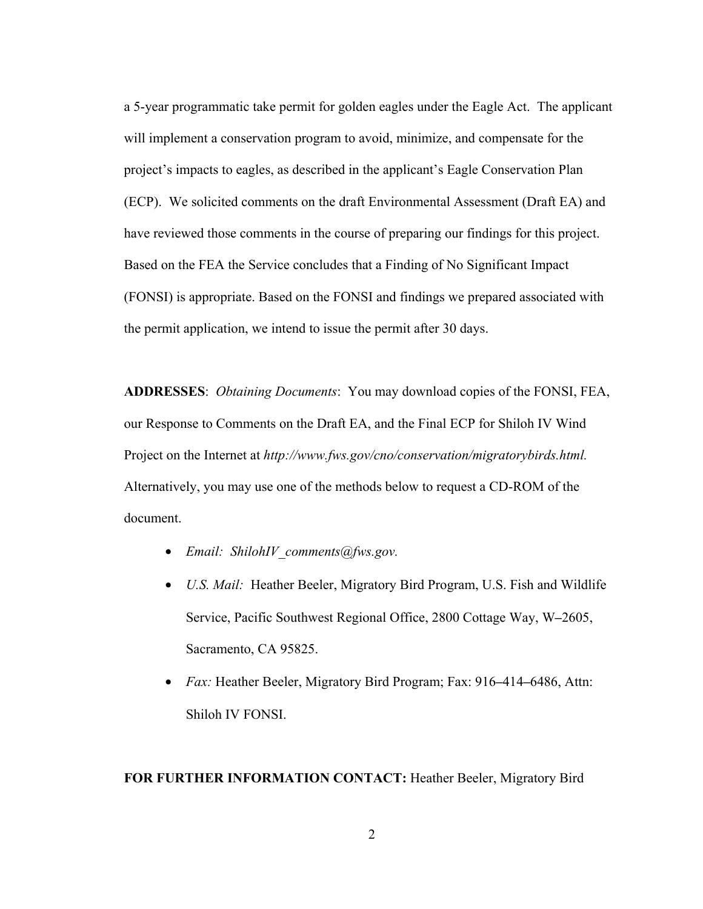a 5-year programmatic take permit for golden eagles under the Eagle Act. The applicant will implement a conservation program to avoid, minimize, and compensate for the project's impacts to eagles, as described in the applicant's Eagle Conservation Plan (ECP). We solicited comments on the draft Environmental Assessment (Draft EA) and have reviewed those comments in the course of preparing our findings for this project. Based on the FEA the Service concludes that a Finding of No Significant Impact (FONSI) is appropriate. Based on the FONSI and findings we prepared associated with the permit application, we intend to issue the permit after 30 days.

**ADDRESSES**: *Obtaining Documents*: You may download copies of the FONSI, FEA, our Response to Comments on the Draft EA, and the Final ECP for Shiloh IV Wind Project on the Internet at *http://www.fws.gov/cno/conservation/migratorybirds.html.* Alternatively, you may use one of the methods below to request a CD-ROM of the document.

- *Email: ShilohIV_comments@fws.gov.*
- *U.S. Mail:* Heather Beeler, Migratory Bird Program, U.S. Fish and Wildlife Service, Pacific Southwest Regional Office, 2800 Cottage Way, W–2605, Sacramento, CA 95825.
- *Fax:* Heather Beeler, Migratory Bird Program; Fax: 916–414–6486, Attn: Shiloh IV FONSI.

**FOR FURTHER INFORMATION CONTACT:** Heather Beeler, Migratory Bird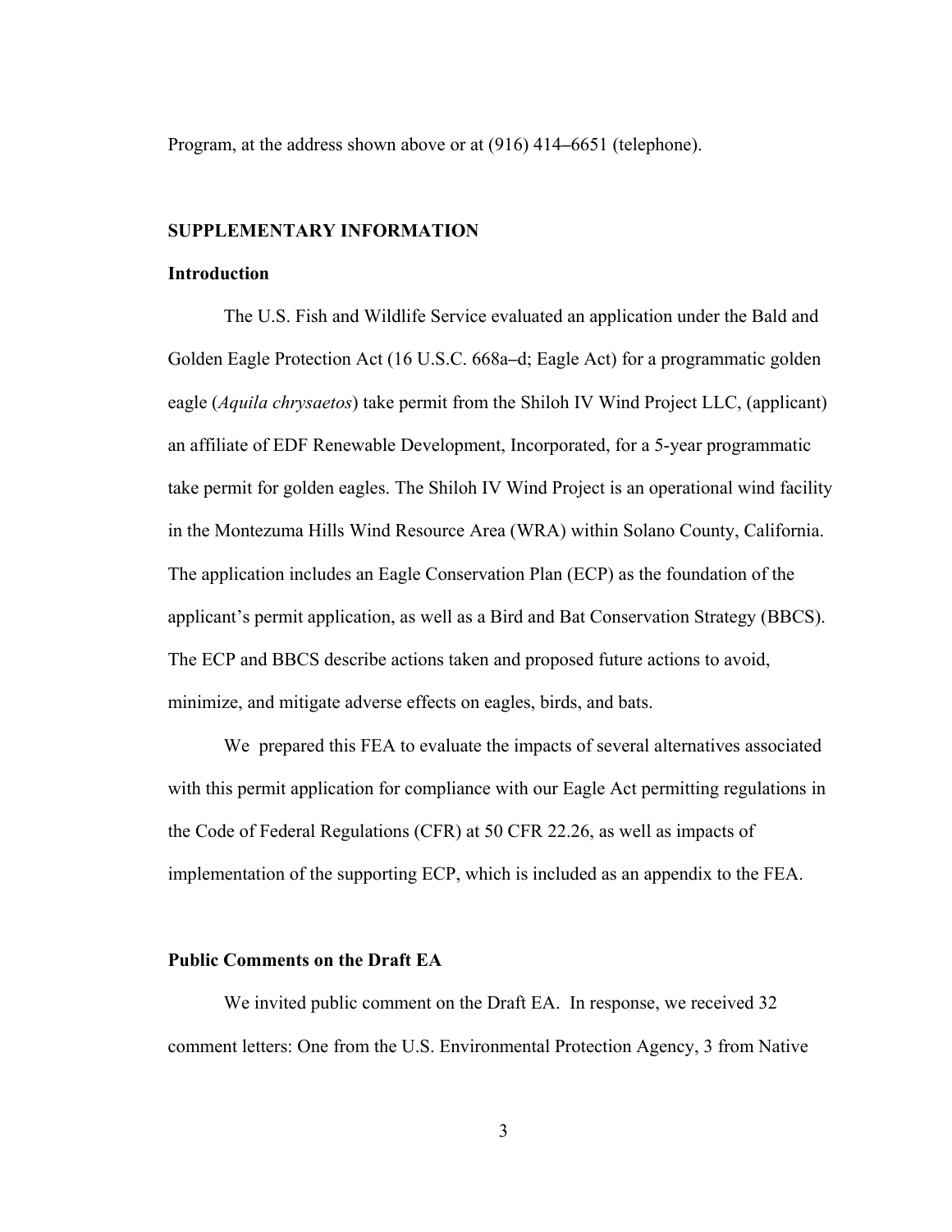Program, at the address shown above or at (916) 414–6651 (telephone).

## SUPPLEMENTARY INFORMATION

### Introduction

The U.S. Fish and Wildlife Service evaluated an application under the Bald and Golden Eagle Protection Act (16 U.S.C. 668a–d; Eagle Act) for a programmatic golden eagle (*Aquila chrysaetos*) take permit from the Shiloh IV Wind Project LLC, (applicant) an affiliate of EDF Renewable Development, Incorporated, for a 5-year programmatic take permit for golden eagles. The Shiloh IV Wind Project is an operational wind facility in the Montezuma Hills Wind Resource Area (WRA) within Solano County, California. The application includes an Eagle Conservation Plan (ECP) as the foundation of the applicant's permit application, as well as a Bird and Bat Conservation Strategy (BBCS). The ECP and BBCS describe actions taken and proposed future actions to avoid, minimize, and mitigate adverse effects on eagles, birds, and bats.

We prepared this FEA to evaluate the impacts of several alternatives associated with this permit application for compliance with our Eagle Act permitting regulations in the Code of Federal Regulations (CFR) at 50 CFR 22.26, as well as impacts of implementation of the supporting ECP, which is included as an appendix to the FEA.

### Public Comments on the Draft EA

We invited public comment on the Draft EA. In response, we received 32 comment letters: One from the U.S. Environmental Protection Agency, 3 from Native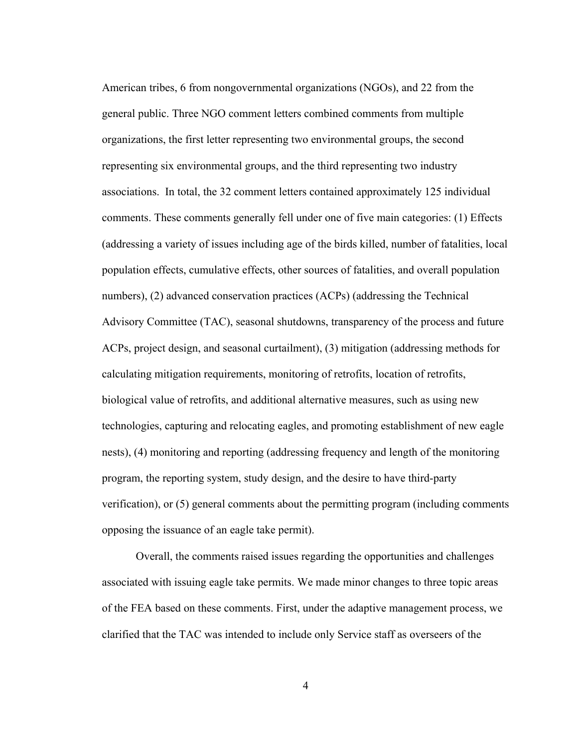American tribes, 6 from nongovernmental organizations (NGOs), and 22 from the general public. Three NGO comment letters combined comments from multiple organizations, the first letter representing two environmental groups, the second representing six environmental groups, and the third representing two industry associations. In total, the 32 comment letters contained approximately 125 individual comments. These comments generally fell under one of five main categories: (1) Effects (addressing a variety of issues including age of the birds killed, number of fatalities, local population effects, cumulative effects, other sources of fatalities, and overall population numbers), (2) advanced conservation practices (ACPs) (addressing the Technical Advisory Committee (TAC), seasonal shutdowns, transparency of the process and future ACPs, project design, and seasonal curtailment), (3) mitigation (addressing methods for calculating mitigation requirements, monitoring of retrofits, location of retrofits, biological value of retrofits, and additional alternative measures, such as using new technologies, capturing and relocating eagles, and promoting establishment of new eagle nests), (4) monitoring and reporting (addressing frequency and length of the monitoring program, the reporting system, study design, and the desire to have third-party verification), or (5) general comments about the permitting program (including comments opposing the issuance of an eagle take permit).

Overall, the comments raised issues regarding the opportunities and challenges associated with issuing eagle take permits. We made minor changes to three topic areas of the FEA based on these comments. First, under the adaptive management process, we clarified that the TAC was intended to include only Service staff as overseers of the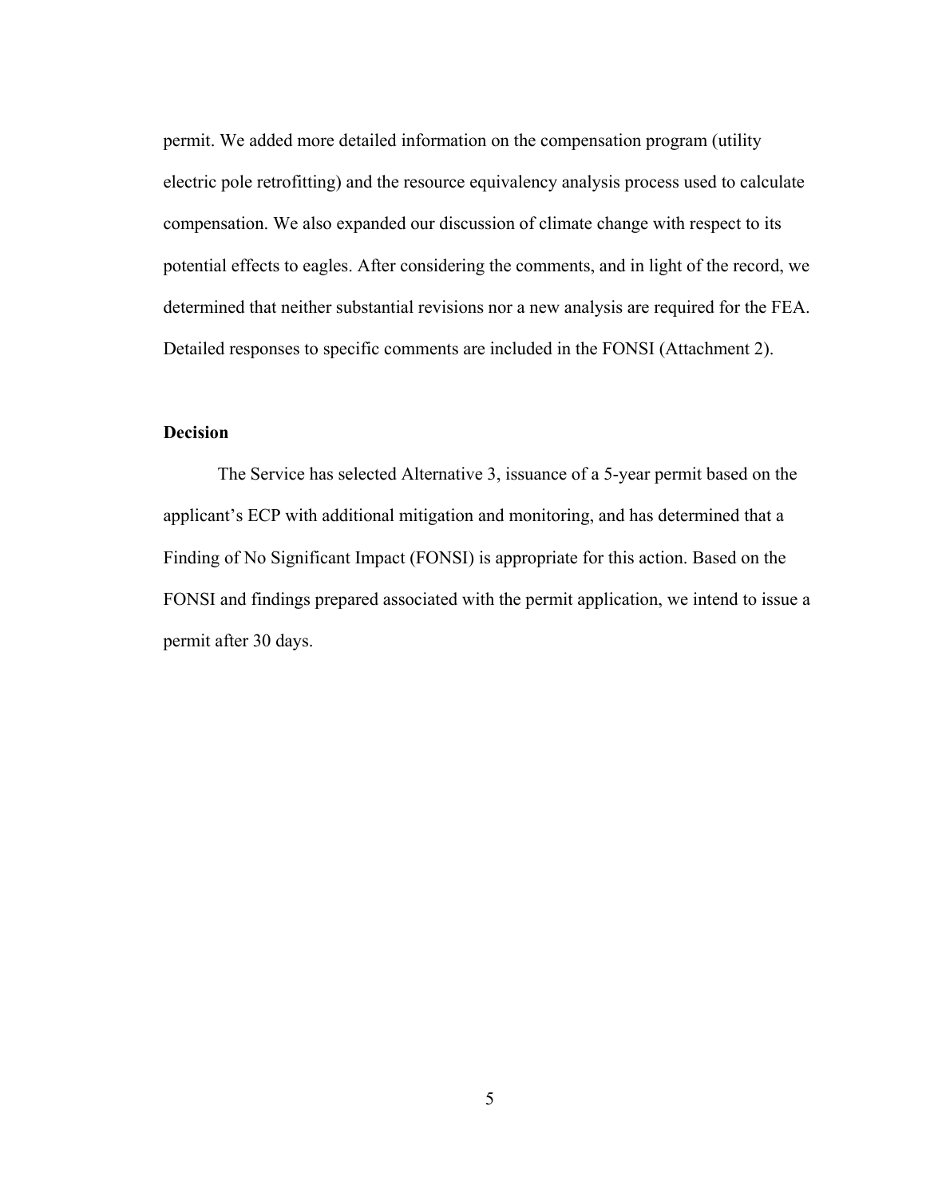permit. We added more detailed information on the compensation program (utility electric pole retrofitting) and the resource equivalency analysis process used to calculate compensation. We also expanded our discussion of climate change with respect to its potential effects to eagles. After considering the comments, and in light of the record, we determined that neither substantial revisions nor a new analysis are required for the FEA. Detailed responses to specific comments are included in the FONSI (Attachment 2).

**Decision**

The Service has selected Alternative 3, issuance of a 5-year permit based on the applicant's ECP with additional mitigation and monitoring, and has determined that a Finding of No Significant Impact (FONSI) is appropriate for this action. Based on the FONSI and findings prepared associated with the permit application, we intend to issue a permit after 30 days.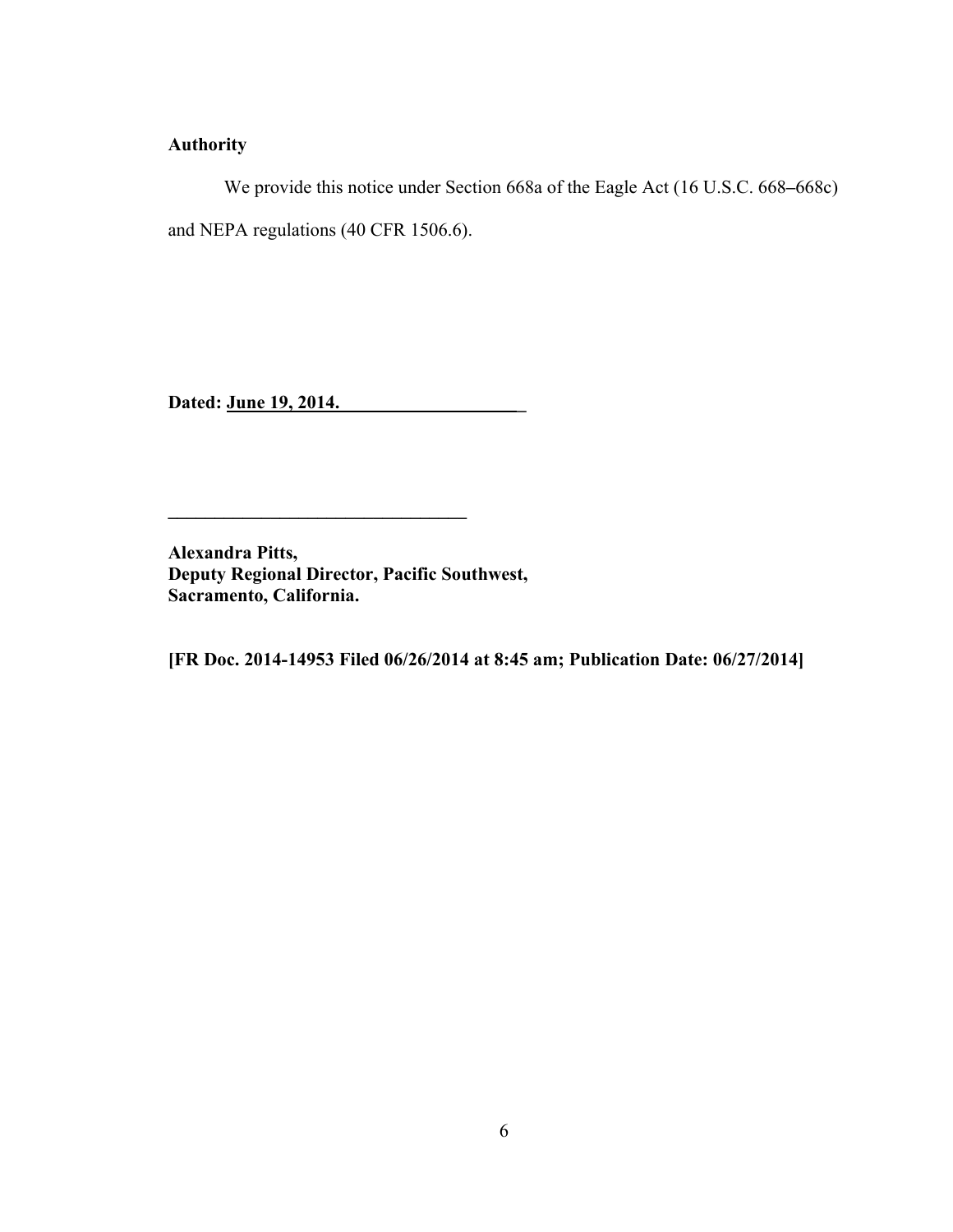**Authority**

We provide this notice under Section 668a of the Eagle Act (16 U.S.C. 668–668c) and NEPA regulations (40 CFR 1506.6).

**Dated: June 19, 2014.**

**Alexandra Pitts,**
**Deputy Regional Director, Pacific Southwest,**
**Sacramento, California.**

**[FR Doc. 2014-14953 Filed 06/26/2014 at 8:45 am; Publication Date: 06/27/2014]**